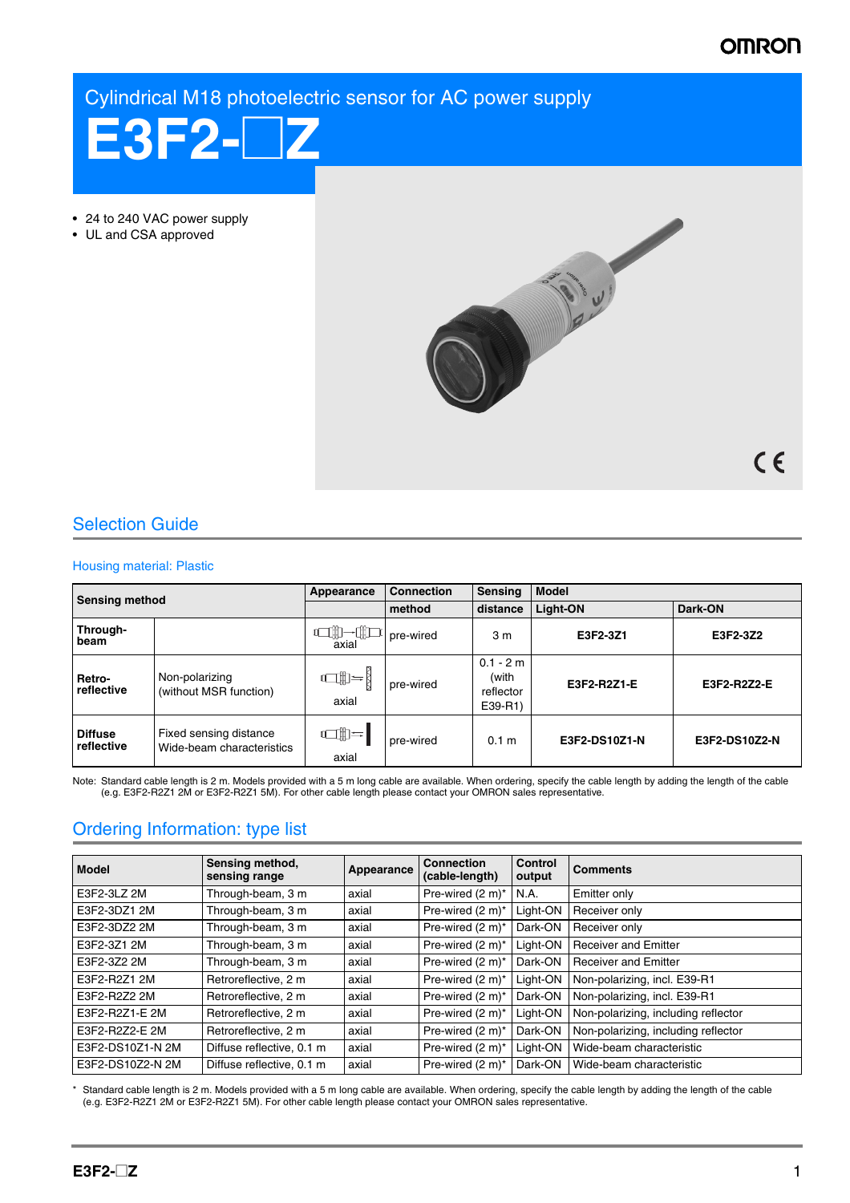Cylindrical M18 photoelectric sensor for AC power supply

# E3F2-☐Z

- 24 to 240 VAC power supply
- UL and CSA approved

## Selection Guide

### Housing material: Plastic

| Sensing method | | Appearance | Connection method | Sensing distance | Model | |
|---|---|---|---|---|---|---|
| | | | | | Light-ON | Dark-ON |
| Through-beam | | axial | pre-wired | 3 m | E3F2-3Z1 | E3F2-3Z2 |
| Retro-reflective | Non-polarizing (without MSR function) | axial | pre-wired | 0.1 - 2 m (with reflector E39-R1) | E3F2-R2Z1-E | E3F2-R2Z2-E |
| Diffuse reflective | Fixed sensing distance Wide-beam characteristics | axial | pre-wired | 0.1 m | E3F2-DS10Z1-N | E3F2-DS10Z2-N |

Note: Standard cable length is 2 m. Models provided with a 5 m long cable are available. When ordering, specify the cable length by adding the length of the cable (e.g. E3F2-R2Z1 2M or E3F2-R2Z1 5M). For other cable length please contact your OMRON sales representative.

## Ordering Information: type list

| Model | Sensing method, sensing range | Appearance | Connection (cable-length) | Control output | Comments |
|---|---|---|---|---|---|
| E3F2-3LZ 2M | Through-beam, 3 m | axial | Pre-wired (2 m)* | N.A. | Emitter only |
| E3F2-3DZ1 2M | Through-beam, 3 m | axial | Pre-wired (2 m)* | Light-ON | Receiver only |
| E3F2-3DZ2 2M | Through-beam, 3 m | axial | Pre-wired (2 m)* | Dark-ON | Receiver only |
| E3F2-3Z1 2M | Through-beam, 3 m | axial | Pre-wired (2 m)* | Light-ON | Receiver and Emitter |
| E3F2-3Z2 2M | Through-beam, 3 m | axial | Pre-wired (2 m)* | Dark-ON | Receiver and Emitter |
| E3F2-R2Z1 2M | Retroreflective, 2 m | axial | Pre-wired (2 m)* | Light-ON | Non-polarizing, incl. E39-R1 |
| E3F2-R2Z2 2M | Retroreflective, 2 m | axial | Pre-wired (2 m)* | Dark-ON | Non-polarizing, incl. E39-R1 |
| E3F2-R2Z1-E 2M | Retroreflective, 2 m | axial | Pre-wired (2 m)* | Light-ON | Non-polarizing, including reflector |
| E3F2-R2Z2-E 2M | Retroreflective, 2 m | axial | Pre-wired (2 m)* | Dark-ON | Non-polarizing, including reflector |
| E3F2-DS10Z1-N 2M | Diffuse reflective, 0.1 m | axial | Pre-wired (2 m)* | Light-ON | Wide-beam characteristic |
| E3F2-DS10Z2-N 2M | Diffuse reflective, 0.1 m | axial | Pre-wired (2 m)* | Dark-ON | Wide-beam characteristic |

\* Standard cable length is 2 m. Models provided with a 5 m long cable are available. When ordering, specify the cable length by adding the length of the cable (e.g. E3F2-R2Z1 2M or E3F2-R2Z1 5M). For other cable length please contact your OMRON sales representative.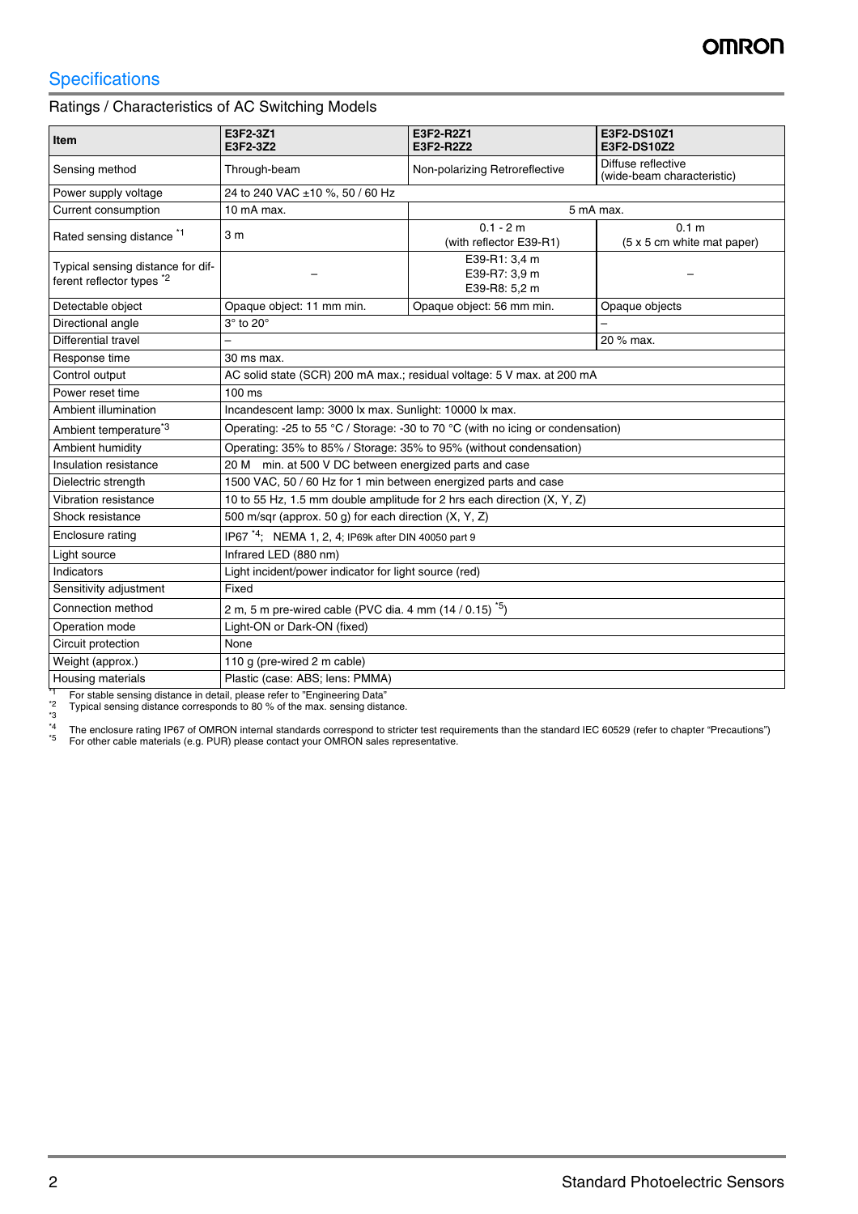## Specifications

### Ratings / Characteristics of AC Switching Models

| Item | E3F2-3Z1<br>E3F2-3Z2 | E3F2-R2Z1<br>E3F2-R2Z2 | E3F2-DS10Z1<br>E3F2-DS10Z2 |
|---|---|---|---|
| Sensing method | Through-beam | Non-polarizing Retroreflective | Diffuse reflective<br>(wide-beam characteristic) |
| Power supply voltage | 24 to 240 VAC ±10 %, 50 / 60 Hz | | |
| Current consumption | 10 mA max. | 5 mA max. | |
| Rated sensing distance [*1] | 3 m | 0.1 - 2 m<br>(with reflector E39-R1) | 0.1 m<br>(5 x 5 cm white mat paper) |
| Typical sensing distance for different reflector types [*2] | – | E39-R1: 3,4 m<br>E39-R7: 3,9 m<br>E39-R8: 5,2 m | – |
| Detectable object | Opaque object: 11 mm min. | Opaque object: 56 mm min. | Opaque objects |
| Directional angle | 3° to 20° | | – |
| Differential travel | – | | 20 % max. |
| Response time | 30 ms max. | | |
| Control output | AC solid state (SCR) 200 mA max.; residual voltage: 5 V max. at 200 mA | | |
| Power reset time | 100 ms | | |
| Ambient illumination | Incandescent lamp: 3000 lx max. Sunlight: 10000 lx max. | | |
| Ambient temperature[*3] | Operating: -25 to 55 °C / Storage: -30 to 70 °C (with no icing or condensation) | | |
| Ambient humidity | Operating: 35% to 85% / Storage: 35% to 95% (without condensation) | | |
| Insulation resistance | 20 M min. at 500 V DC between energized parts and case | | |
| Dielectric strength | 1500 VAC, 50 / 60 Hz for 1 min between energized parts and case | | |
| Vibration resistance | 10 to 55 Hz, 1.5 mm double amplitude for 2 hrs each direction (X, Y, Z) | | |
| Shock resistance | 500 m/sqr (approx. 50 g) for each direction (X, Y, Z) | | |
| Enclosure rating | IP67 [*4]; NEMA 1, 2, 4; IP69k after DIN 40050 part 9 | | |
| Light source | Infrared LED (880 nm) | | |
| Indicators | Light incident/power indicator for light source (red) | | |
| Sensitivity adjustment | Fixed | | |
| Connection method | 2 m, 5 m pre-wired cable (PVC dia. 4 mm (14 / 0.15) [*5]) | | |
| Operation mode | Light-ON or Dark-ON (fixed) | | |
| Circuit protection | None | | |
| Weight (approx.) | 110 g (pre-wired 2 m cable) | | |
| Housing materials | Plastic (case: ABS; lens: PMMA) | | |

[*1] For stable sensing distance in detail, please refer to "Engineering Data"
[*2] Typical sensing distance corresponds to 80 % of the max. sensing distance.
[*3]
[*4] The enclosure rating IP67 of OMRON internal standards correspond to stricter test requirements than the standard IEC 60529 (refer to chapter "Precautions")
[*5] For other cable materials (e.g. PUR) please contact your OMRON sales representative.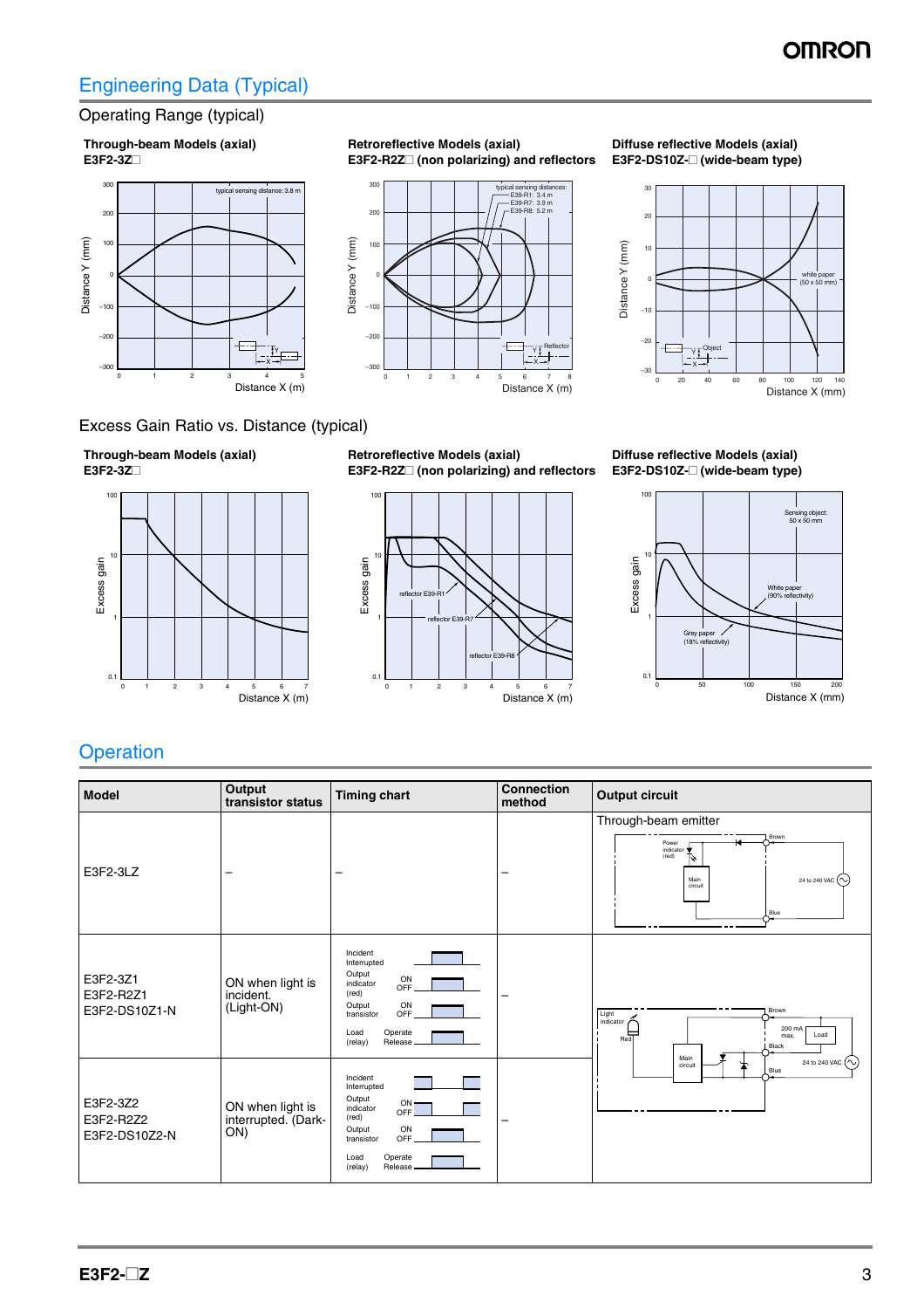# Engineering Data (Typical)

## Operating Range (typical)

**Through-beam Models (axial)**
**E3F2-3Z□**

typical sensing distance: 3.8 m

Distance Y (mm)
Distance X (m)

**Retroreflective Models (axial)**
**E3F2-R2Z□ (non polarizing) and reflectors**

typical sensing distances:
E39-R1: 3.4 m
E39-R7: 3.9 m
E39-R8: 5.2 m

Reflector

Distance Y (mm)
Distance X (m)

**Diffuse reflective Models (axial)**
**E3F2-DS10Z-□ (wide-beam type)**

white paper (50 x 50 mm)

Object

Distance Y (mm)
Distance X (mm)

## Excess Gain Ratio vs. Distance (typical)

**Through-beam Models (axial)**
**E3F2-3Z□**

Excess gain
Distance X (m)

**Retroreflective Models (axial)**
**E3F2-R2Z□ (non polarizing) and reflectors**

reflector E39-R1
reflector E39-R7
reflector E39-R8

Excess gain
Distance X (m)

**Diffuse reflective Models (axial)**
**E3F2-DS10Z-□ (wide-beam type)**

Sensing object: 50 x 50 mm
White paper (90% reflectivity)
Grey paper (18% reflectivity)

Excess gain
Distance X (mm)

# Operation

| Model | Output transistor status | Timing chart | Connection method | Output circuit |
|---|---|---|---|---|
| E3F2-3LZ | – | – | – | Through-beam emitter (Power indicator (red), Main circuit, Brown, Blue, 24 to 240 VAC) |
| E3F2-3Z1<br>E3F2-R2Z1<br>E3F2-DS10Z1-N | ON when light is incident. (Light-ON) | Incident / Interrupted; Output indicator (red) ON / OFF; Output transistor ON / OFF; Load (relay) Operate / Release | – | Light indicator, Red, Main circuit, Brown, 200 mA max., Load, Black, Blue, 24 to 240 VAC |
| E3F2-3Z2<br>E3F2-R2Z2<br>E3F2-DS10Z2-N | ON when light is interrupted. (Dark-ON) | Incident / Interrupted; Output indicator (red) ON / OFF; Output transistor ON / OFF; Load (relay) Operate / Release | – | |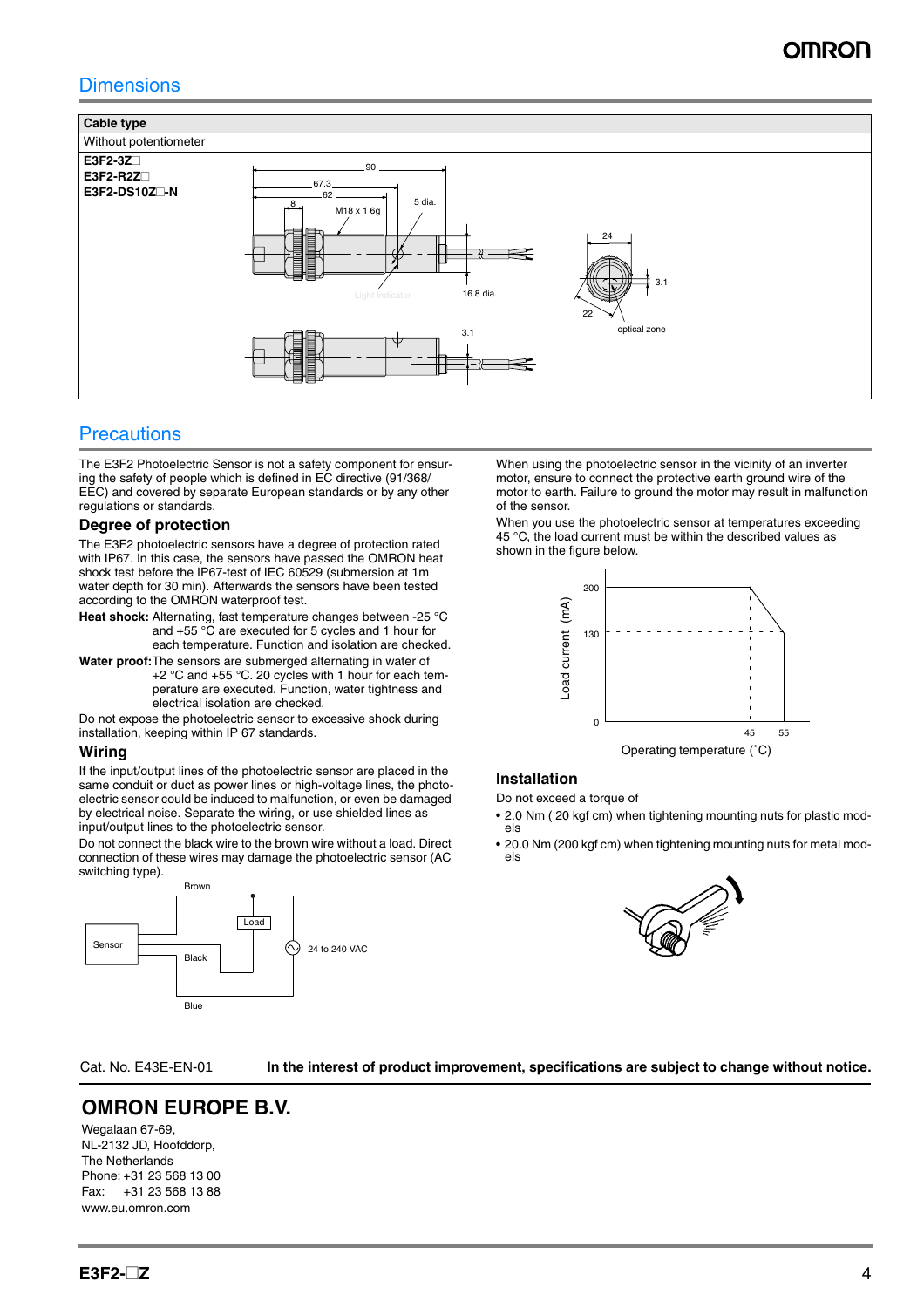## Dimensions

**Cable type**

Without potentiometer

**E3F2-3Z□**
**E3F2-R2Z□**
**E3F2-DS10Z□-N**

90
67.3
62
8
M18 x 1 6g
5 dia.
Light indicator
16.8 dia.
24
3.1
22
optical zone
3.1

## Precautions

The E3F2 Photoelectric Sensor is not a safety component for ensuring the safety of people which is defined in EC directive (91/368/EEC) and covered by separate European standards or by any other regulations or standards.

### Degree of protection

The E3F2 photoelectric sensors have a degree of protection rated with IP67. In this case, the sensors have passed the OMRON heat shock test before the IP67-test of IEC 60529 (submersion at 1m water depth for 30 min). Afterwards the sensors have been tested according to the OMRON waterproof test.

**Heat shock:** Alternating, fast temperature changes between -25 °C and +55 °C are executed for 5 cycles and 1 hour for each temperature. Function and isolation are checked.

**Water proof:** The sensors are submerged alternating in water of +2 °C and +55 °C. 20 cycles with 1 hour for each temperature are executed. Function, water tightness and electrical isolation are checked.

Do not expose the photoelectric sensor to excessive shock during installation, keeping within IP 67 standards.

### Wiring

If the input/output lines of the photoelectric sensor are placed in the same conduit or duct as power lines or high-voltage lines, the photoelectric sensor could be induced to malfunction, or even be damaged by electrical noise. Separate the wiring, or use shielded lines as input/output lines to the photoelectric sensor.

Do not connect the black wire to the brown wire without a load. Direct connection of these wires may damage the photoelectric sensor (AC switching type).

Brown
Load
Sensor
Black
24 to 240 VAC
Blue

When using the photoelectric sensor in the vicinity of an inverter motor, ensure to connect the protective earth ground wire of the motor to earth. Failure to ground the motor may result in malfunction of the sensor.

When you use the photoelectric sensor at temperatures exceeding 45 °C, the load current must be within the described values as shown in the figure below.

Load current (mA)
200
130
0
45
55
Operating temperature (°C)

### Installation

Do not exceed a torque of

- 2.0 Nm ( 20 kgf cm) when tightening mounting nuts for plastic models
- 20.0 Nm (200 kgf cm) when tightening mounting nuts for metal models

Cat. No. E43E-EN-01 **In the interest of product improvement, specifications are subject to change without notice.**

## OMRON EUROPE B.V.

Wegalaan 67-69,
NL-2132 JD, Hoofddorp,
The Netherlands
Phone: +31 23 568 13 00
Fax: +31 23 568 13 88
www.eu.omron.com